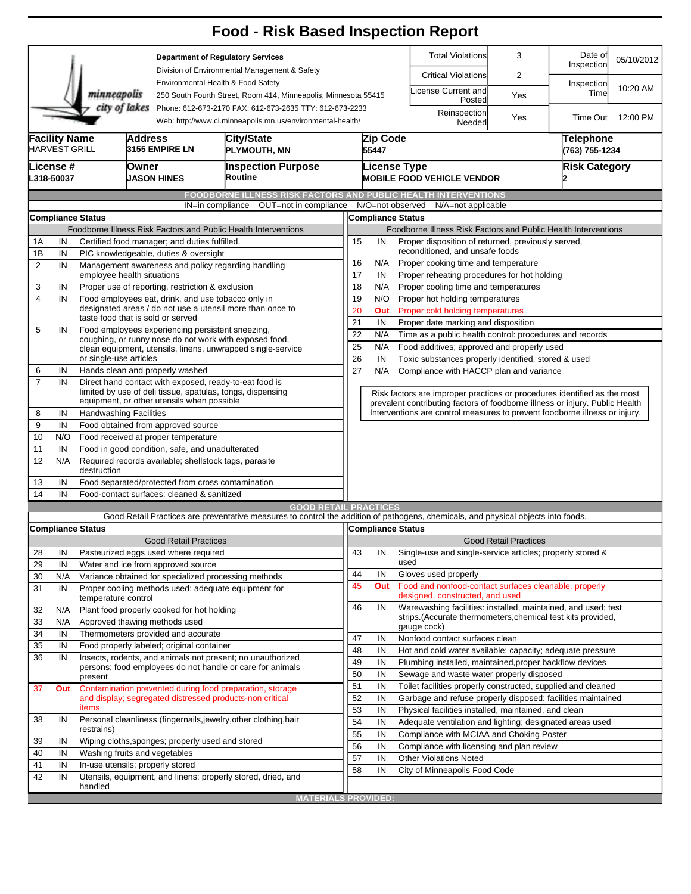# Food - Risk Based Inspection Report

**Department of Regulatory Services**
Division of Environmental Management & Safety
Environmental Health & Food Safety
250 South Fourth Street, Room 414, Minneapolis, Minnesota 55415
Phone: 612-673-2170 FAX: 612-673-2635 TTY: 612-673-2233
Web: http://www.ci.minneapolis.mn.us/environmental-health/

minneapolis city of lakes

| | | | |
|---|---|---|---|
| Total Violations | 3 | Date of Inspection | 05/10/2012 |
| Critical Violations | 2 | Inspection Time | 10:20 AM |
| License Current and Posted | Yes | | |
| Reinspection Needed | Yes | Time Out | 12:00 PM |

| Facility Name | Address | City/State | Zip Code | Telephone |
|---|---|---|---|---|
| HARVEST GRILL | 3155 EMPIRE LN | PLYMOUTH, MN | 55447 | (763) 755-1234 |

| License # | Owner | Inspection Purpose | License Type | Risk Category |
|---|---|---|---|---|
| L318-50037 | JASON HINES | Routine | MOBILE FOOD VEHICLE VENDOR | 2 |

## FOODBORNE ILLNESS RISK FACTORS AND PUBLIC HEALTH INTERVENTIONS

IN=in compliance OUT=not in compliance N/O=not observed N/A=not applicable

**Compliance Status** — Foodborne Illness Risk Factors and Public Health Interventions

| # | Status | Item |
|---|---|---|
| 1A | IN | Certified food manager; and duties fulfilled. |
| 1B | IN | PIC knowledgeable, duties & oversight |
| 2 | IN | Management awareness and policy regarding handling employee health situations |
| 3 | IN | Proper use of reporting, restriction & exclusion |
| 4 | IN | Food employees eat, drink, and use tobacco only in designated areas / do not use a utensil more than once to taste food that is sold or served |
| 5 | IN | Food employees experiencing persistent sneezing, coughing, or runny nose do not work with exposed food, clean equipment, utensils, linens, unwrapped single-service or single-use articles |
| 6 | IN | Hands clean and properly washed |
| 7 | IN | Direct hand contact with exposed, ready-to-eat food is limited by use of deli tissue, spatulas, tongs, dispensing equipment, or other utensils when possible |
| 8 | IN | Handwashing Facilities |
| 9 | IN | Food obtained from approved source |
| 10 | N/O | Food received at proper temperature |
| 11 | IN | Food in good condition, safe, and unadulterated |
| 12 | N/A | Required records available; shellstock tags, parasite destruction |
| 13 | IN | Food separated/protected from cross contamination |
| 14 | IN | Food-contact surfaces: cleaned & sanitized |
| 15 | IN | Proper disposition of returned, previously served, reconditioned, and unsafe foods |
| 16 | N/A | Proper cooking time and temperature |
| 17 | IN | Proper reheating procedures for hot holding |
| 18 | N/A | Proper cooling time and temperatures |
| 19 | N/O | Proper hot holding temperatures |
| 20 | Out | Proper cold holding temperatures |
| 21 | IN | Proper date marking and disposition |
| 22 | N/A | Time as a public health control: procedures and records |
| 25 | N/A | Food additives; approved and properly used |
| 26 | IN | Toxic substances properly identified, stored & used |
| 27 | N/A | Compliance with HACCP plan and variance |

Risk factors are improper practices or procedures identified as the most prevalent contributing factors of foodborne illness or injury. Public Health Interventions are control measures to prevent foodborne illness or injury.

## GOOD RETAIL PRACTICES

Good Retail Practices are preventative measures to control the addition of pathogens, chemicals, and physical objects into foods.

**Compliance Status** — Good Retail Practices

| # | Status | Item |
|---|---|---|
| 28 | IN | Pasteurized eggs used where required |
| 29 | IN | Water and ice from approved source |
| 30 | N/A | Variance obtained for specialized processing methods |
| 31 | IN | Proper cooling methods used; adequate equipment for temperature control |
| 32 | N/A | Plant food properly cooked for hot holding |
| 33 | N/A | Approved thawing methods used |
| 34 | IN | Thermometers provided and accurate |
| 35 | IN | Food properly labeled; original container |
| 36 | IN | Insects, rodents, and animals not present; no unauthorized persons; food employees do not handle or care for animals present |
| 37 | Out | Contamination prevented during food preparation, storage and display; segregated distressed products-non critical items |
| 38 | IN | Personal cleanliness (fingernails,jewelry,other clothing,hair restrains) |
| 39 | IN | Wiping cloths,sponges; properly used and stored |
| 40 | IN | Washing fruits and vegetables |
| 41 | IN | In-use utensils; properly stored |
| 42 | IN | Utensils, equipment, and linens: properly stored, dried, and handled |
| 43 | IN | Single-use and single-service articles; properly stored & used |
| 44 | IN | Gloves used properly |
| 45 | Out | Food and nonfood-contact surfaces cleanable, properly designed, constructed, and used |
| 46 | IN | Warewashing facilities: installed, maintained, and used; test strips.(Accurate thermometers,chemical test kits provided, gauge cock) |
| 47 | IN | Nonfood contact surfaces clean |
| 48 | IN | Hot and cold water available; capacity; adequate pressure |
| 49 | IN | Plumbing installed, maintained,proper backflow devices |
| 50 | IN | Sewage and waste water properly disposed |
| 51 | IN | Toilet facilities properly constructed, supplied and cleaned |
| 52 | IN | Garbage and refuse properly disposed: facilities maintained |
| 53 | IN | Physical facilities installed, maintained, and clean |
| 54 | IN | Adequate ventilation and lighting; designated areas used |
| 55 | IN | Compliance with MCIAA and Choking Poster |
| 56 | IN | Compliance with licensing and plan review |
| 57 | IN | Other Violations Noted |
| 58 | IN | City of Minneapolis Food Code |

## MATERIALS PROVIDED: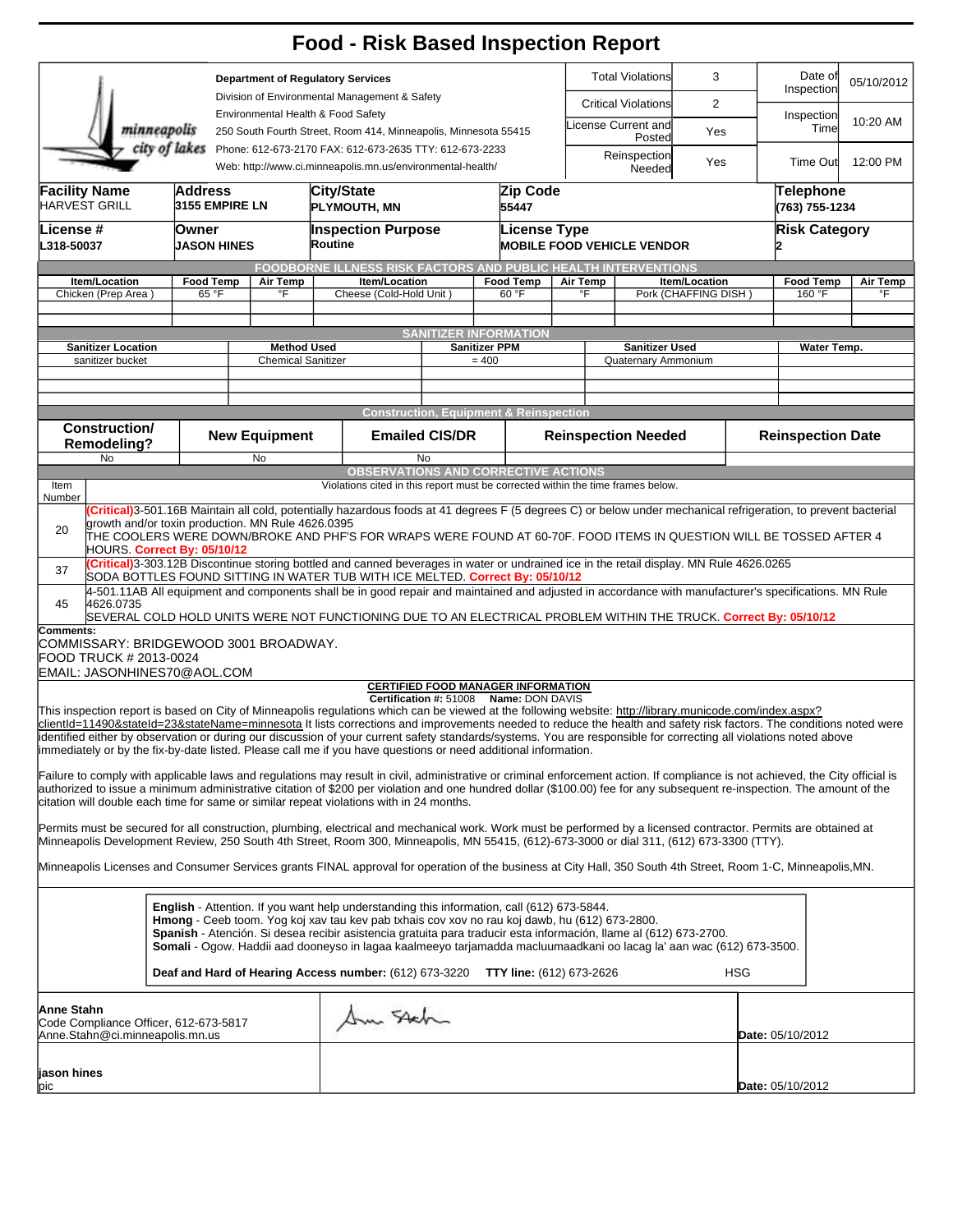# Food - Risk Based Inspection Report

| | | | | |
|---|---|---|---|---|
| **Department of Regulatory Services** | Total Violations | 3 | Date of Inspection | 05/10/2012 |
| Division of Environmental Management & Safety | Critical Violations | 2 | Inspection Time | 10:20 AM |
| Environmental Health & Food Safety | License Current and Posted | Yes | Time Out | 12:00 PM |
| 250 South Fourth Street, Room 414, Minneapolis, Minnesota 55415 | Reinspection Needed | Yes | | |
| Phone: 612-673-2170 FAX: 612-673-2635 TTY: 612-673-2233 | | | | |
| Web: http://www.ci.minneapolis.mn.us/environmental-health/ | | | | |

minneapolis city of lakes

| Facility Name | Address | City/State | Zip Code | Telephone |
|---|---|---|---|---|
| HARVEST GRILL | 3155 EMPIRE LN | PLYMOUTH, MN | 55447 | (763) 755-1234 |

| License # | Owner | Inspection Purpose | License Type | Risk Category |
|---|---|---|---|---|
| L318-50037 | JASON HINES | Routine | MOBILE FOOD VEHICLE VENDOR | 2 |

## FOODBORNE ILLNESS RISK FACTORS AND PUBLIC HEALTH INTERVENTIONS

| Item/Location | Food Temp | Air Temp | Item/Location | Food Temp | Air Temp | Item/Location | Food Temp | Air Temp |
|---|---|---|---|---|---|---|---|---|
| Chicken (Prep Area ) | 65 °F | °F | Cheese (Cold-Hold Unit ) | 60 °F | °F | Pork (CHAFFING DISH ) | 160 °F | °F |

## SANITIZER INFORMATION

| Sanitizer Location | Method Used | Sanitizer PPM | Sanitizer Used | Water Temp. |
|---|---|---|---|---|
| sanitizer bucket | Chemical Sanitizer | = 400 | Quaternary Ammonium | |

## Construction, Equipment & Reinspection

| Construction/ Remodeling? | New Equipment | Emailed CIS/DR | Reinspection Needed | Reinspection Date |
|---|---|---|---|---|
| No | No | No | | |

## OBSERVATIONS AND CORRECTIVE ACTIONS

| Item Number | Violations cited in this report must be corrected within the time frames below. |
|---|---|
| 20 | (Critical)3-501.16B Maintain all cold, potentially hazardous foods at 41 degrees F (5 degrees C) or below under mechanical refrigeration, to prevent bacterial growth and/or toxin production. MN Rule 4626.0395<br>THE COOLERS WERE DOWN/BROKE AND PHF'S FOR WRAPS WERE FOUND AT 60-70F. FOOD ITEMS IN QUESTION WILL BE TOSSED AFTER 4 HOURS. **Correct By: 05/10/12** |
| 37 | (Critical)3-303.12B Discontinue storing bottled and canned beverages in water or undrained ice in the retail display. MN Rule 4626.0265<br>SODA BOTTLES FOUND SITTING IN WATER TUB WITH ICE MELTED. **Correct By: 05/10/12** |
| 45 | 4-501.11AB All equipment and components shall be in good repair and maintained and adjusted in accordance with manufacturer's specifications. MN Rule 4626.0735<br>SEVERAL COLD HOLD UNITS WERE NOT FUNCTIONING DUE TO AN ELECTRICAL PROBLEM WITHIN THE TRUCK. **Correct By: 05/10/12** |

**Comments:**

COMMISSARY: BRIDGEWOOD 3001 BROADWAY.
FOOD TRUCK # 2013-0024
EMAIL: JASONHINES70@AOL.COM

**CERTIFIED FOOD MANAGER INFORMATION**
**Certification #:** 51008 **Name:** DON DAVIS

This inspection report is based on City of Minneapolis regulations which can be viewed at the following website: http://library.municode.com/index.aspx?clientId=11490&stateId=23&stateName=minnesota It lists corrections and improvements needed to reduce the health and safety risk factors. The conditions noted were identified either by observation or during our discussion of your current safety standards/systems. You are responsible for correcting all violations noted above immediately or by the fix-by-date listed. Please call me if you have questions or need additional information.

Failure to comply with applicable laws and regulations may result in civil, administrative or criminal enforcement action. If compliance is not achieved, the City official is authorized to issue a minimum administrative citation of $200 per violation and one hundred dollar ($100.00) fee for any subsequent re-inspection. The amount of the citation will double each time for same or similar repeat violations with in 24 months.

Permits must be secured for all construction, plumbing, electrical and mechanical work. Work must be performed by a licensed contractor. Permits are obtained at Minneapolis Development Review, 250 South 4th Street, Room 300, Minneapolis, MN 55415, (612)-673-3000 or dial 311, (612) 673-3300 (TTY).

Minneapolis Licenses and Consumer Services grants FINAL approval for operation of the business at City Hall, 350 South 4th Street, Room 1-C, Minneapolis,MN.

**English** - Attention. If you want help understanding this information, call (612) 673-5844.
**Hmong** - Ceeb toom. Yog koj xav tau kev pab txhais cov xov no rau koj dawb, hu (612) 673-2800.
**Spanish** - Atención. Si desea recibir asistencia gratuita para traducir esta información, llame al (612) 673-2700.
**Somali** - Ogow. Haddii aad dooneyso in lagaa kaalmeeyo tarjamadda macluumaadkani oo lacag la' aan wac (612) 673-3500.

**Deaf and Hard of Hearing Access number:** (612) 673-3220 **TTY line:** (612) 673-2626 HSG

**Anne Stahn**
Code Compliance Officer, 612-673-5817
Anne.Stahn@ci.minneapolis.mn.us
**Date:** 05/10/2012

**jason hines**
pic
**Date:** 05/10/2012